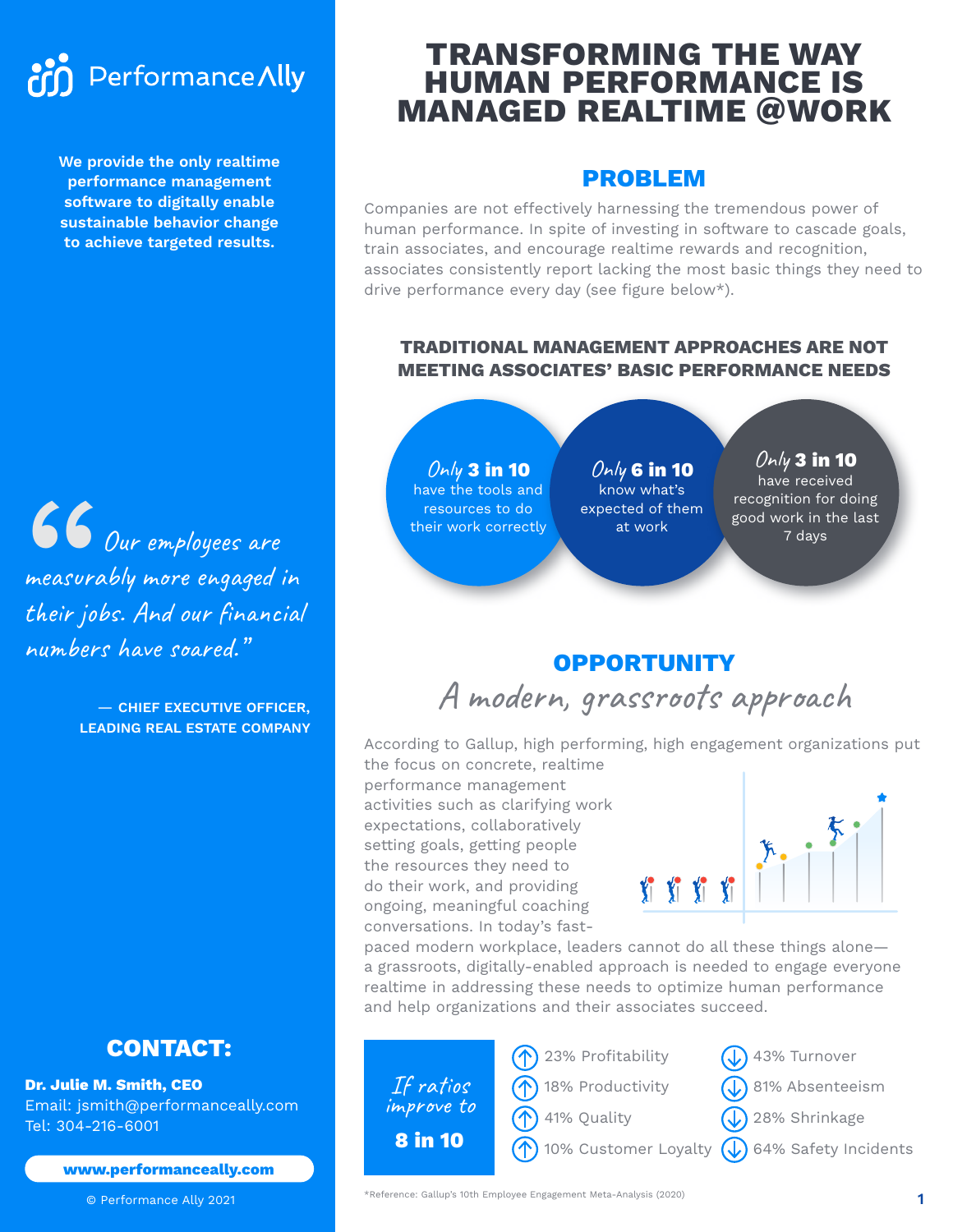# TRANSFORMING THE WAY HUMAN PERFORMANCE IS MANAGED REALTIME @WORK

PerformanceAlly

**We provide the only realtime performance management software to digitally enable sustainable behavior change to achieve targeted results.**

> *"Our employees are measurably more engaged in their jobs. And our financial numbers have soared."*
>
> **— CHIEF EXECUTIVE OFFICER, LEADING REAL ESTATE COMPANY**

## PROBLEM

Companies are not effectively harnessing the tremendous power of human performance. In spite of investing in software to cascade goals, train associates, and encourage realtime rewards and recognition, associates consistently report lacking the most basic things they need to drive performance every day (see figure below*).

### TRADITIONAL MANAGEMENT APPROACHES ARE NOT MEETING ASSOCIATES' BASIC PERFORMANCE NEEDS

- *Only* **3 in 10** have the tools and resources to do their work correctly
- *Only* **6 in 10** know what's expected of them at work
- *Only* **3 in 10** have received recognition for doing good work in the last 7 days

## OPPORTUNITY

*A modern, grassroots approach*

According to Gallup, high performing, high engagement organizations put the focus on concrete, realtime performance management activities such as clarifying work expectations, collaboratively setting goals, getting people the resources they need to do their work, and providing ongoing, meaningful coaching conversations. In today's fast-paced modern workplace, leaders cannot do all these things alone—a grassroots, digitally-enabled approach is needed to engage everyone realtime in addressing these needs to optimize human performance and help organizations and their associates succeed.

*If ratios improve to* **8 in 10**

| Increase | Decrease |
|---|---|
| ↑ 23% Profitability | ↓ 43% Turnover |
| ↑ 18% Productivity | ↓ 81% Absenteeism |
| ↑ 41% Quality | ↓ 28% Shrinkage |
| ↑ 10% Customer Loyalty | ↓ 64% Safety Incidents |

## CONTACT:

**Dr. Julie M. Smith, CEO**
Email: jsmith@performanceally.com
Tel: 304-216-6001

**www.performanceally.com**

© Performance Ally 2021

*Reference: Gallup's 10th Employee Engagement Meta-Analysis (2020)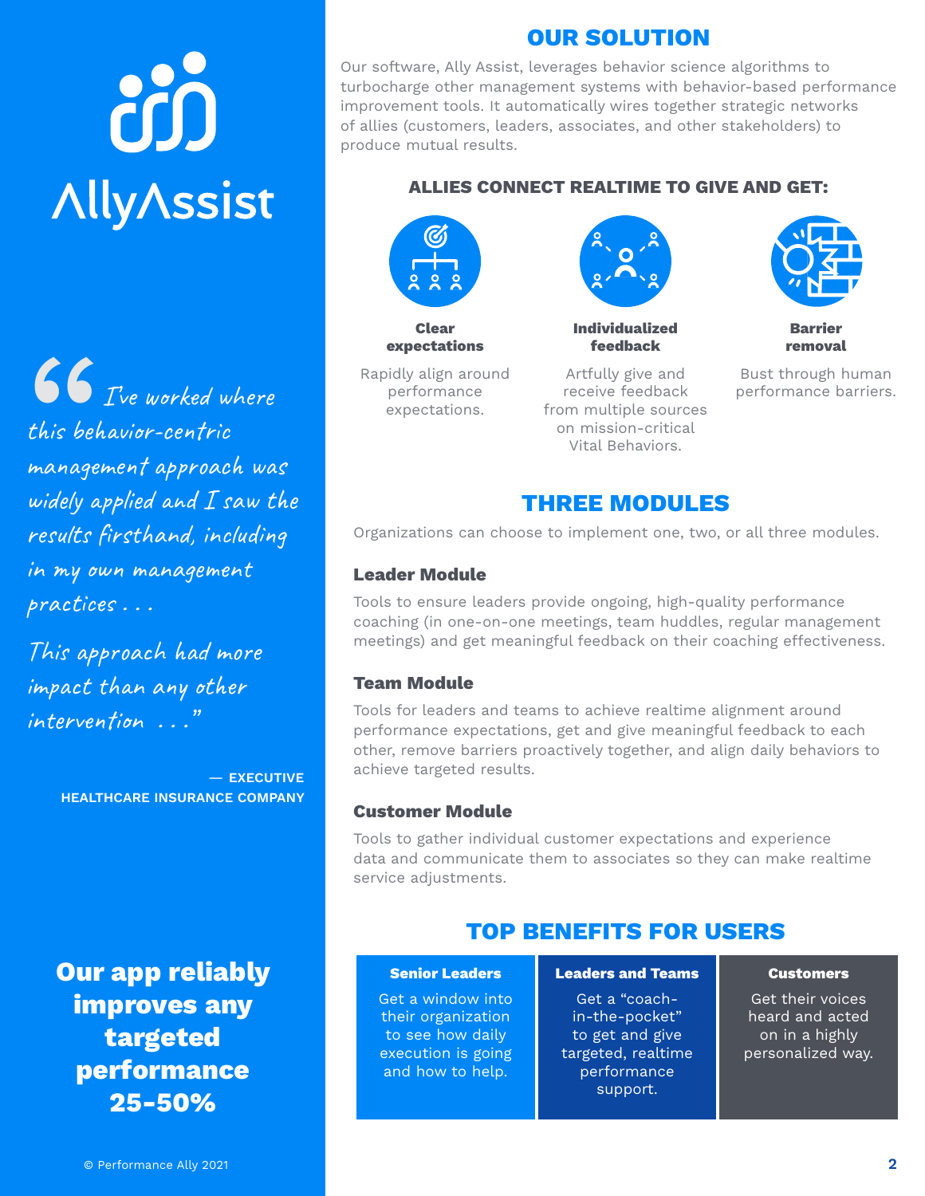AllyAssist

> "I've worked where this behavior-centric management approach was widely applied and I saw the results firsthand, including in my own management practices . . .
>
> This approach had more impact than any other intervention . . ."
>
> — EXECUTIVE
> HEALTHCARE INSURANCE COMPANY

**Our app reliably improves any targeted performance 25-50%**

© Performance Ally 2021

## OUR SOLUTION

Our software, Ally Assist, leverages behavior science algorithms to turbocharge other management systems with behavior-based performance improvement tools. It automatically wires together strategic networks of allies (customers, leaders, associates, and other stakeholders) to produce mutual results.

### ALLIES CONNECT REALTIME TO GIVE AND GET:

**Clear expectations**

Rapidly align around performance expectations.

**Individualized feedback**

Artfully give and receive feedback from multiple sources on mission-critical Vital Behaviors.

**Barrier removal**

Bust through human performance barriers.

## THREE MODULES

Organizations can choose to implement one, two, or all three modules.

### Leader Module

Tools to ensure leaders provide ongoing, high-quality performance coaching (in one-on-one meetings, team huddles, regular management meetings) and get meaningful feedback on their coaching effectiveness.

### Team Module

Tools for leaders and teams to achieve realtime alignment around performance expectations, get and give meaningful feedback to each other, remove barriers proactively together, and align daily behaviors to achieve targeted results.

### Customer Module

Tools to gather individual customer expectations and experience data and communicate them to associates so they can make realtime service adjustments.

## TOP BENEFITS FOR USERS

| Senior Leaders | Leaders and Teams | Customers |
|---|---|---|
| Get a window into their organization to see how daily execution is going and how to help. | Get a "coach-in-the-pocket" to get and give targeted, realtime performance support. | Get their voices heard and acted on in a highly personalized way. |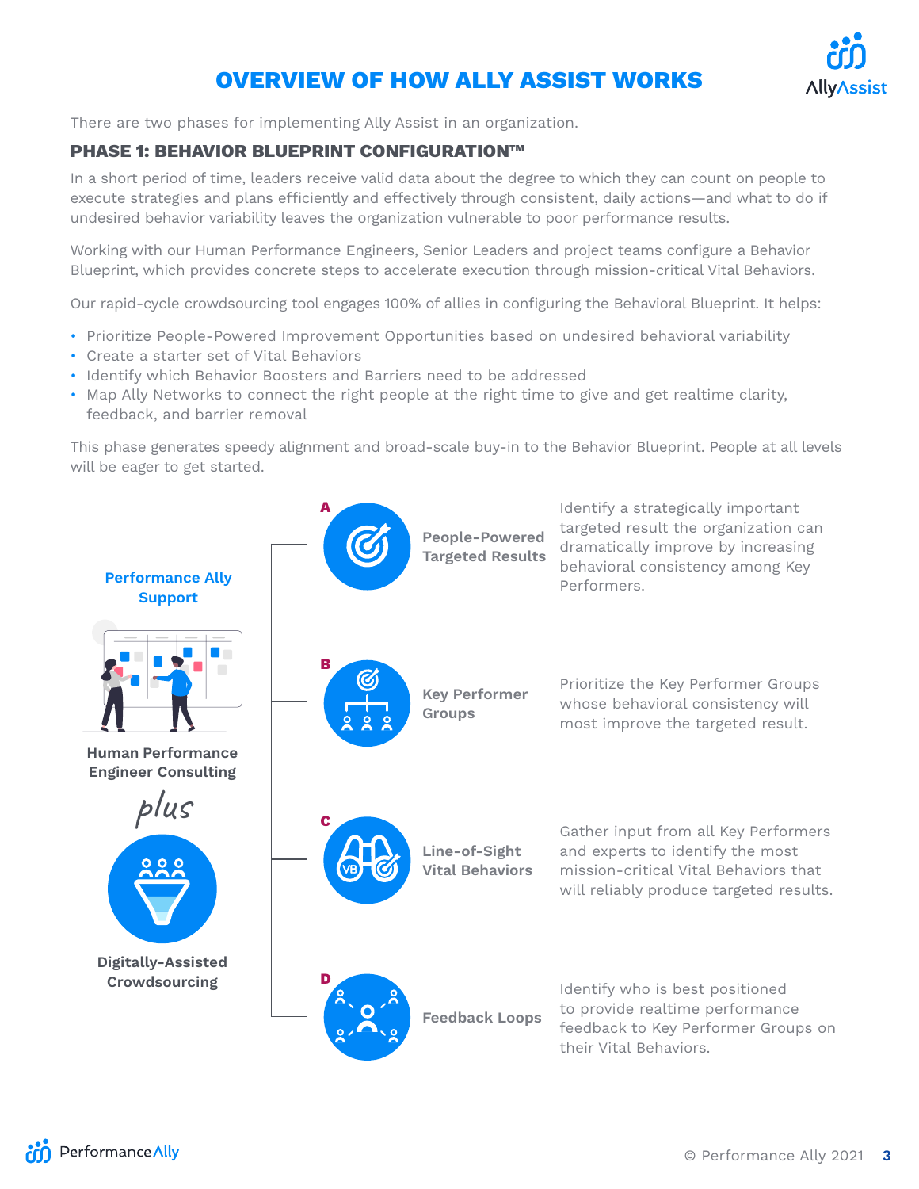# OVERVIEW OF HOW ALLY ASSIST WORKS

There are two phases for implementing Ally Assist in an organization.

## PHASE 1: BEHAVIOR BLUEPRINT CONFIGURATION™

In a short period of time, leaders receive valid data about the degree to which they can count on people to execute strategies and plans efficiently and effectively through consistent, daily actions—and what to do if undesired behavior variability leaves the organization vulnerable to poor performance results.

Working with our Human Performance Engineers, Senior Leaders and project teams configure a Behavior Blueprint, which provides concrete steps to accelerate execution through mission-critical Vital Behaviors.

Our rapid-cycle crowdsourcing tool engages 100% of allies in configuring the Behavioral Blueprint. It helps:

- Prioritize People-Powered Improvement Opportunities based on undesired behavioral variability
- Create a starter set of Vital Behaviors
- Identify which Behavior Boosters and Barriers need to be addressed
- Map Ally Networks to connect the right people at the right time to give and get realtime clarity, feedback, and barrier removal

This phase generates speedy alignment and broad-scale buy-in to the Behavior Blueprint. People at all levels will be eager to get started.

**Performance Ally Support**

**Human Performance Engineer Consulting**

*plus*

**Digitally-Assisted Crowdsourcing**

**A — People-Powered Targeted Results**
Identify a strategically important targeted result the organization can dramatically improve by increasing behavioral consistency among Key Performers.

**B — Key Performer Groups**
Prioritize the Key Performer Groups whose behavioral consistency will most improve the targeted result.

**C — Line-of-Sight Vital Behaviors**
Gather input from all Key Performers and experts to identify the most mission-critical Vital Behaviors that will reliably produce targeted results.

**D — Feedback Loops**
Identify who is best positioned to provide realtime performance feedback to Key Performer Groups on their Vital Behaviors.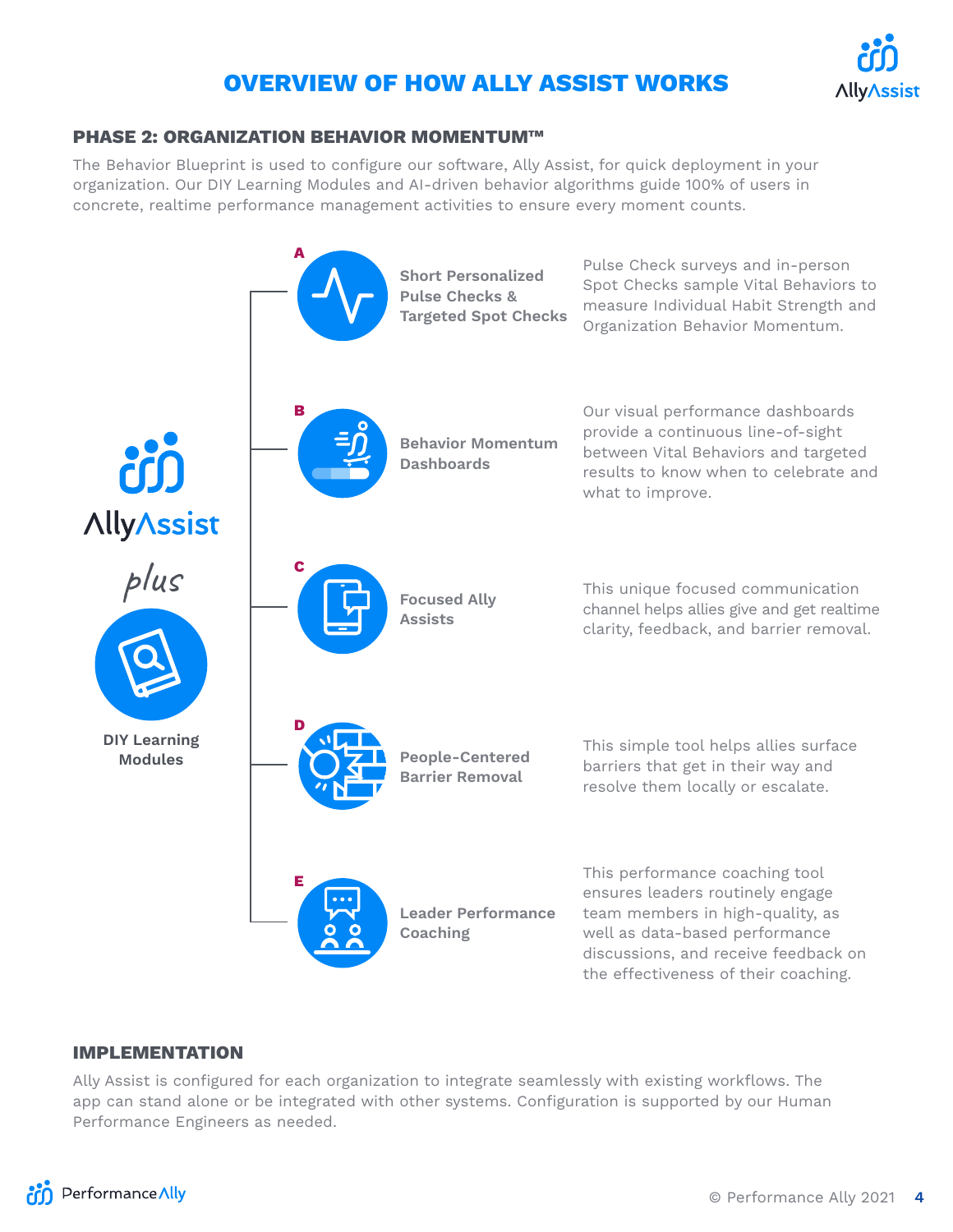# OVERVIEW OF HOW ALLY ASSIST WORKS

## PHASE 2: ORGANIZATION BEHAVIOR MOMENTUM™

The Behavior Blueprint is used to configure our software, Ally Assist, for quick deployment in your organization. Our DIY Learning Modules and AI-driven behavior algorithms guide 100% of users in concrete, realtime performance management activities to ensure every moment counts.

AllyAssist *plus* DIY Learning Modules

**A — Short Personalized Pulse Checks & Targeted Spot Checks**
Pulse Check surveys and in-person Spot Checks sample Vital Behaviors to measure Individual Habit Strength and Organization Behavior Momentum.

**B — Behavior Momentum Dashboards**
Our visual performance dashboards provide a continuous line-of-sight between Vital Behaviors and targeted results to know when to celebrate and what to improve.

**C — Focused Ally Assists**
This unique focused communication channel helps allies give and get realtime clarity, feedback, and barrier removal.

**D — People-Centered Barrier Removal**
This simple tool helps allies surface barriers that get in their way and resolve them locally or escalate.

**E — Leader Performance Coaching**
This performance coaching tool ensures leaders routinely engage team members in high-quality, as well as data-based performance discussions, and receive feedback on the effectiveness of their coaching.

## IMPLEMENTATION

Ally Assist is configured for each organization to integrate seamlessly with existing workflows. The app can stand alone or be integrated with other systems. Configuration is supported by our Human Performance Engineers as needed.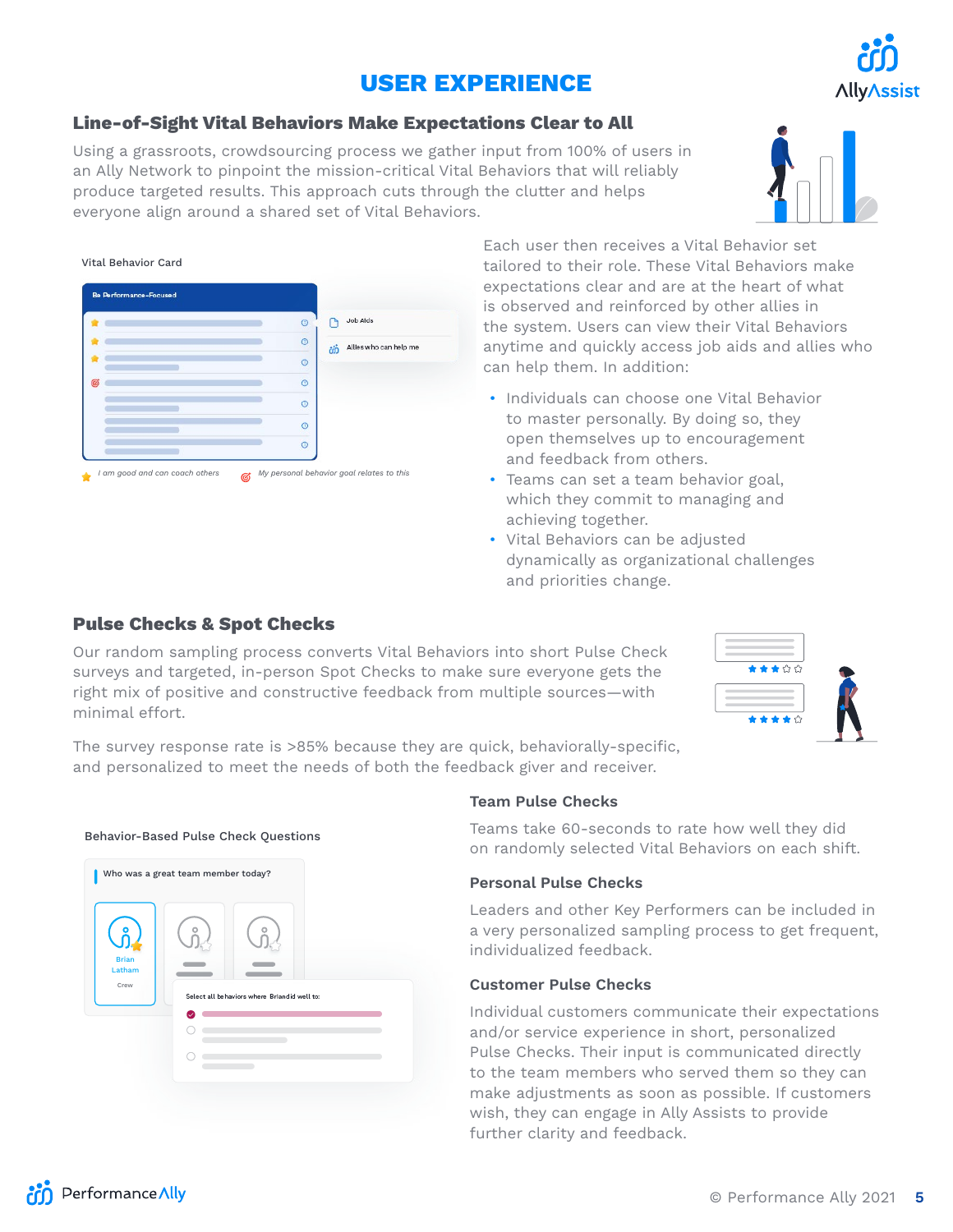# USER EXPERIENCE

## Line-of-Sight Vital Behaviors Make Expectations Clear to All

Using a grassroots, crowdsourcing process we gather input from 100% of users in an Ally Network to pinpoint the mission-critical Vital Behaviors that will reliably produce targeted results. This approach cuts through the clutter and helps everyone align around a shared set of Vital Behaviors.

Vital Behavior Card

Be Performance-Focused

Job Aids

Allies who can help me

*I am good and can coach others*

*My personal behavior goal relates to this*

Each user then receives a Vital Behavior set tailored to their role. These Vital Behaviors make expectations clear and are at the heart of what is observed and reinforced by other allies in the system. Users can view their Vital Behaviors anytime and quickly access job aids and allies who can help them. In addition:

- Individuals can choose one Vital Behavior to master personally. By doing so, they open themselves up to encouragement and feedback from others.
- Teams can set a team behavior goal, which they commit to managing and achieving together.
- Vital Behaviors can be adjusted dynamically as organizational challenges and priorities change.

## Pulse Checks & Spot Checks

Our random sampling process converts Vital Behaviors into short Pulse Check surveys and targeted, in-person Spot Checks to make sure everyone gets the right mix of positive and constructive feedback from multiple sources—with minimal effort.

The survey response rate is >85% because they are quick, behaviorally-specific, and personalized to meet the needs of both the feedback giver and receiver.

Behavior-Based Pulse Check Questions

Who was a great team member today?

Brian Latham

Crew

Select all behaviors where Brian did well to:

### Team Pulse Checks

Teams take 60-seconds to rate how well they did on randomly selected Vital Behaviors on each shift.

### Personal Pulse Checks

Leaders and other Key Performers can be included in a very personalized sampling process to get frequent, individualized feedback.

### Customer Pulse Checks

Individual customers communicate their expectations and/or service experience in short, personalized Pulse Checks. Their input is communicated directly to the team members who served them so they can make adjustments as soon as possible. If customers wish, they can engage in Ally Assists to provide further clarity and feedback.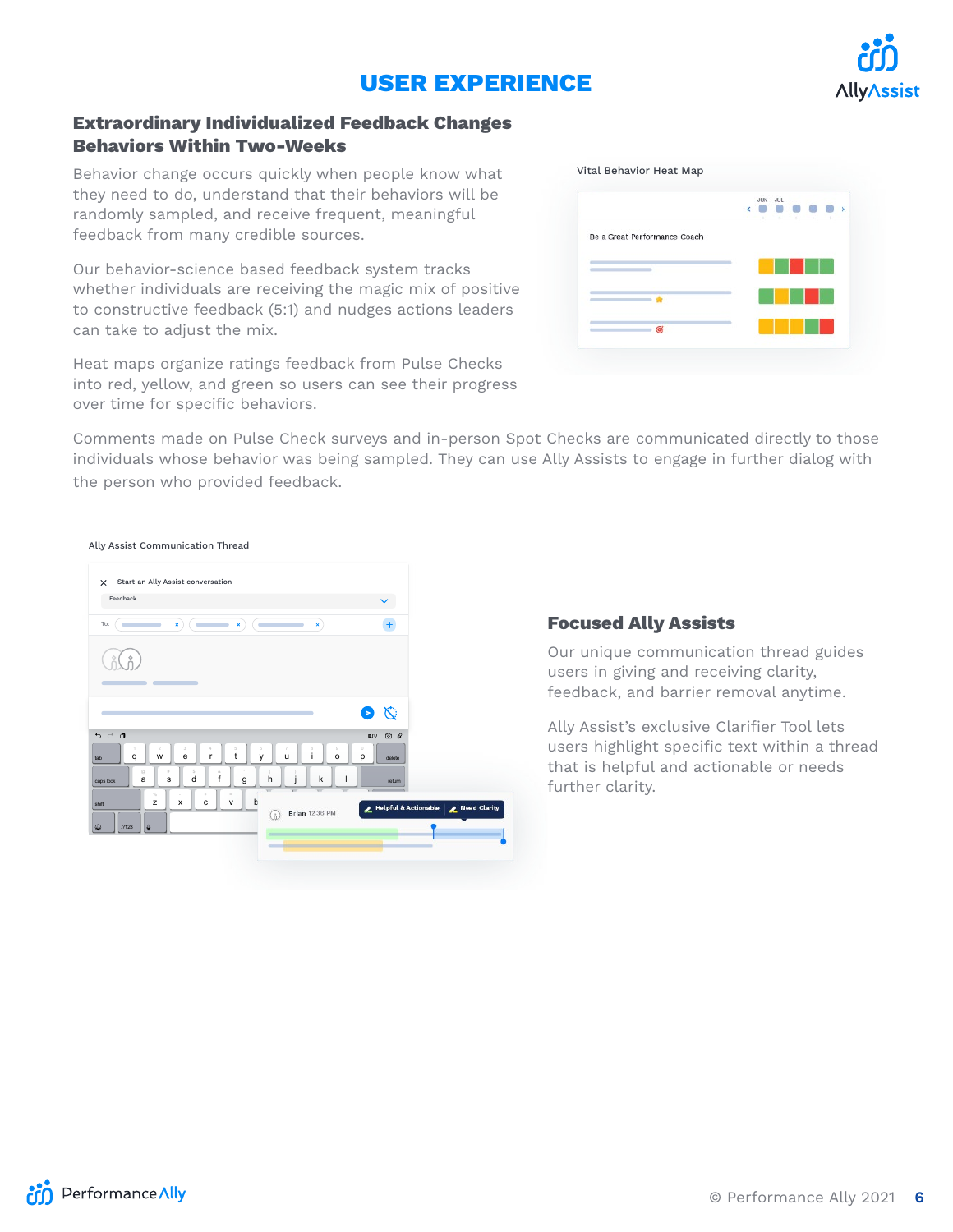# USER EXPERIENCE

## Extraordinary Individualized Feedback Changes Behaviors Within Two-Weeks

Behavior change occurs quickly when people know what they need to do, understand that their behaviors will be randomly sampled, and receive frequent, meaningful feedback from many credible sources.

Our behavior-science based feedback system tracks whether individuals are receiving the magic mix of positive to constructive feedback (5:1) and nudges actions leaders can take to adjust the mix.

Heat maps organize ratings feedback from Pulse Checks into red, yellow, and green so users can see their progress over time for specific behaviors.

Vital Behavior Heat Map

Comments made on Pulse Check surveys and in-person Spot Checks are communicated directly to those individuals whose behavior was being sampled. They can use Ally Assists to engage in further dialog with the person who provided feedback.

Ally Assist Communication Thread

## Focused Ally Assists

Our unique communication thread guides users in giving and receiving clarity, feedback, and barrier removal anytime.

Ally Assist's exclusive Clarifier Tool lets users highlight specific text within a thread that is helpful and actionable or needs further clarity.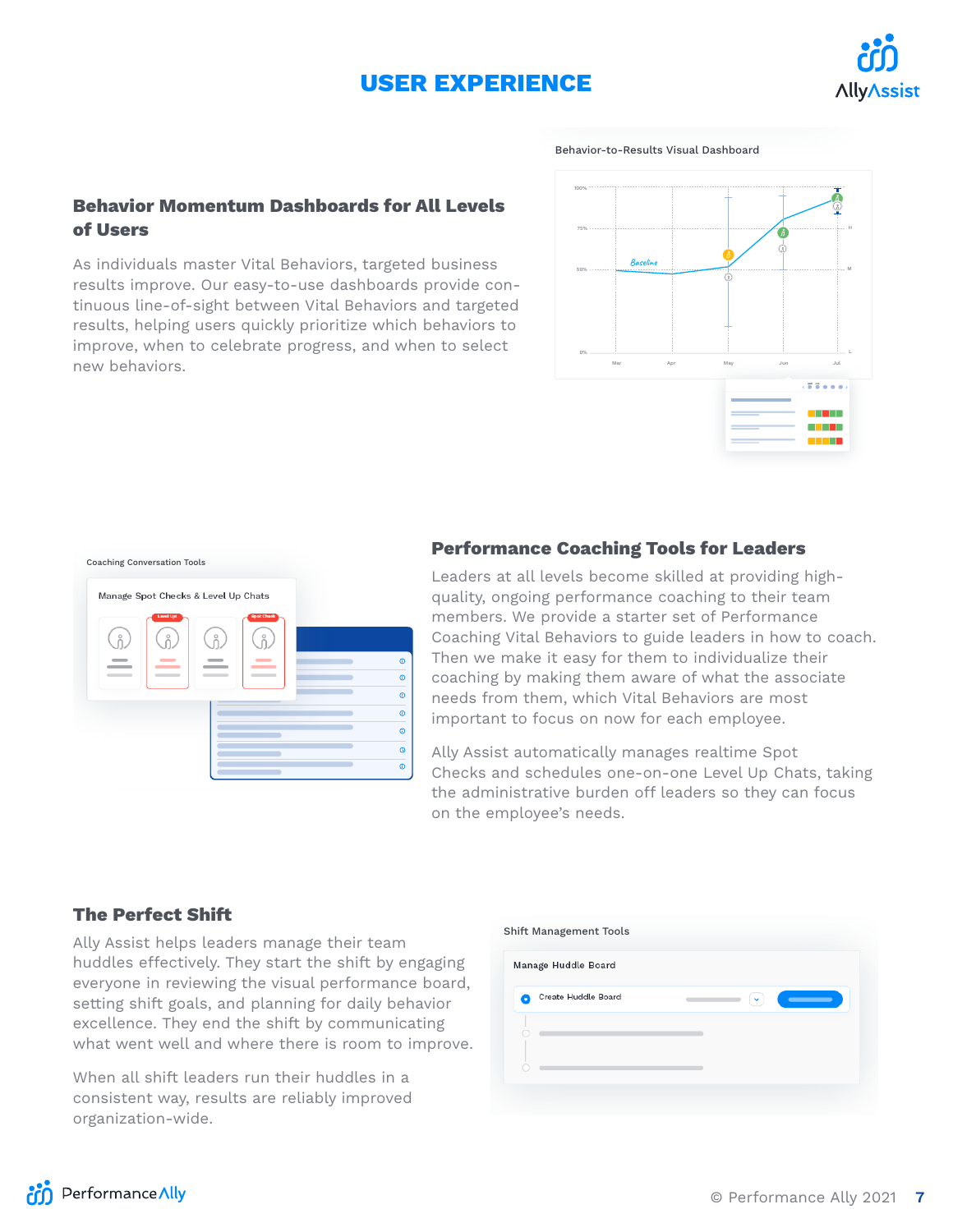# USER EXPERIENCE

## Behavior Momentum Dashboards for All Levels of Users

As individuals master Vital Behaviors, targeted business results improve. Our easy-to-use dashboards provide continuous line-of-sight between Vital Behaviors and targeted results, helping users quickly prioritize which behaviors to improve, when to celebrate progress, and when to select new behaviors.

Behavior-to-Results Visual Dashboard

## Performance Coaching Tools for Leaders

Coaching Conversation Tools

Leaders at all levels become skilled at providing high-quality, ongoing performance coaching to their team members. We provide a starter set of Performance Coaching Vital Behaviors to guide leaders in how to coach. Then we make it easy for them to individualize their coaching by making them aware of what the associate needs from them, which Vital Behaviors are most important to focus on now for each employee.

Ally Assist automatically manages realtime Spot Checks and schedules one-on-one Level Up Chats, taking the administrative burden off leaders so they can focus on the employee's needs.

## The Perfect Shift

Ally Assist helps leaders manage their team huddles effectively. They start the shift by engaging everyone in reviewing the visual performance board, setting shift goals, and planning for daily behavior excellence. They end the shift by communicating what went well and where there is room to improve.

When all shift leaders run their huddles in a consistent way, results are reliably improved organization-wide.

Shift Management Tools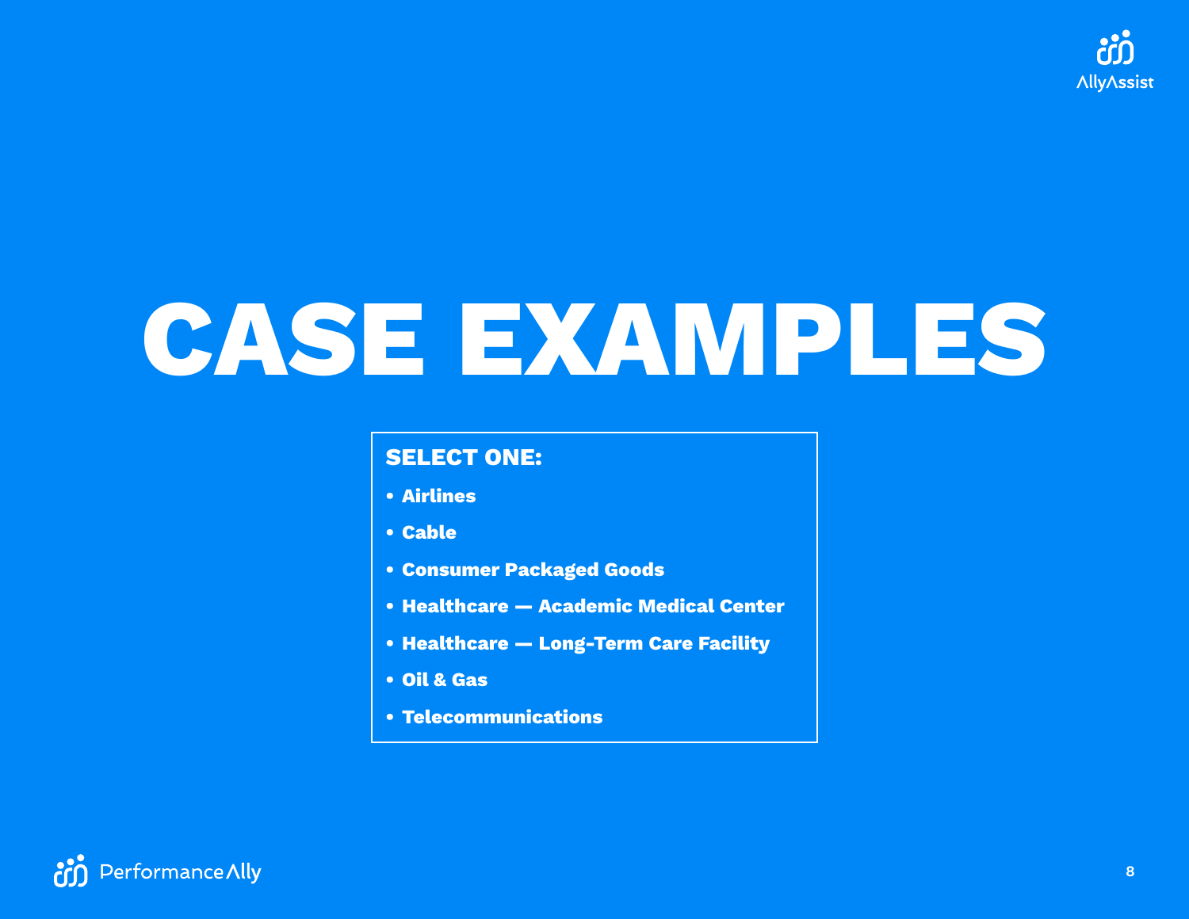# CASE EXAMPLES

**SELECT ONE:**

- **Airlines**
- **Cable**
- **Consumer Packaged Goods**
- **Healthcare — Academic Medical Center**
- **Healthcare — Long-Term Care Facility**
- **Oil & Gas**
- **Telecommunications**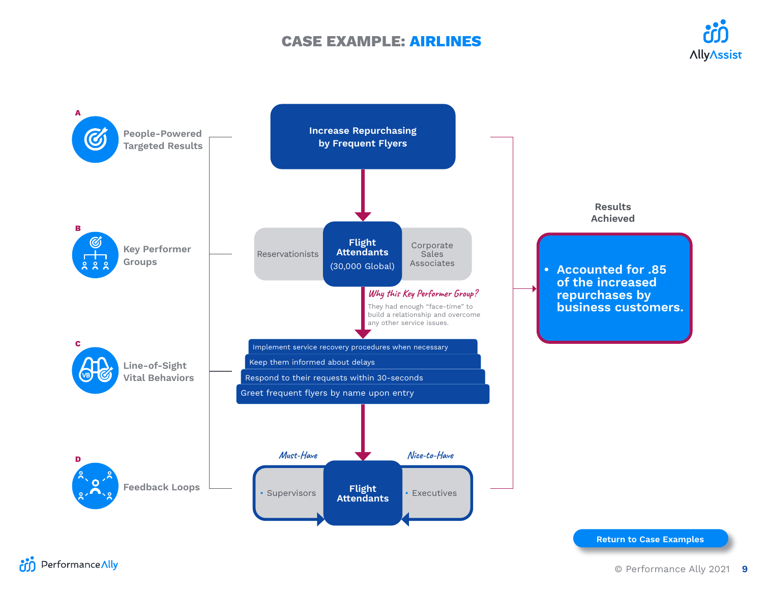# CASE EXAMPLE: AIRLINES

**A** — People-Powered Targeted Results

**Increase Repurchasing by Frequent Flyers**

**B** — Key Performer Groups

Reservationists | **Flight Attendants** (30,000 Global) | Corporate Sales Associates

*Why this Key Performer Group?*

They had enough "face-time" to build a relationship and overcome any other service issues.

**C** — Line-of-Sight Vital Behaviors

- Implement service recovery procedures when necessary
- Keep them informed about delays
- Respond to their requests within 30-seconds
- Greet frequent flyers by name upon entry

**D** — Feedback Loops

*Must-Have*
- Supervisors

**Flight Attendants**

*Nice-to-Have*
- Executives

**Results Achieved**

- **Accounted for .85 of the increased repurchases by business customers.**

Return to Case Examples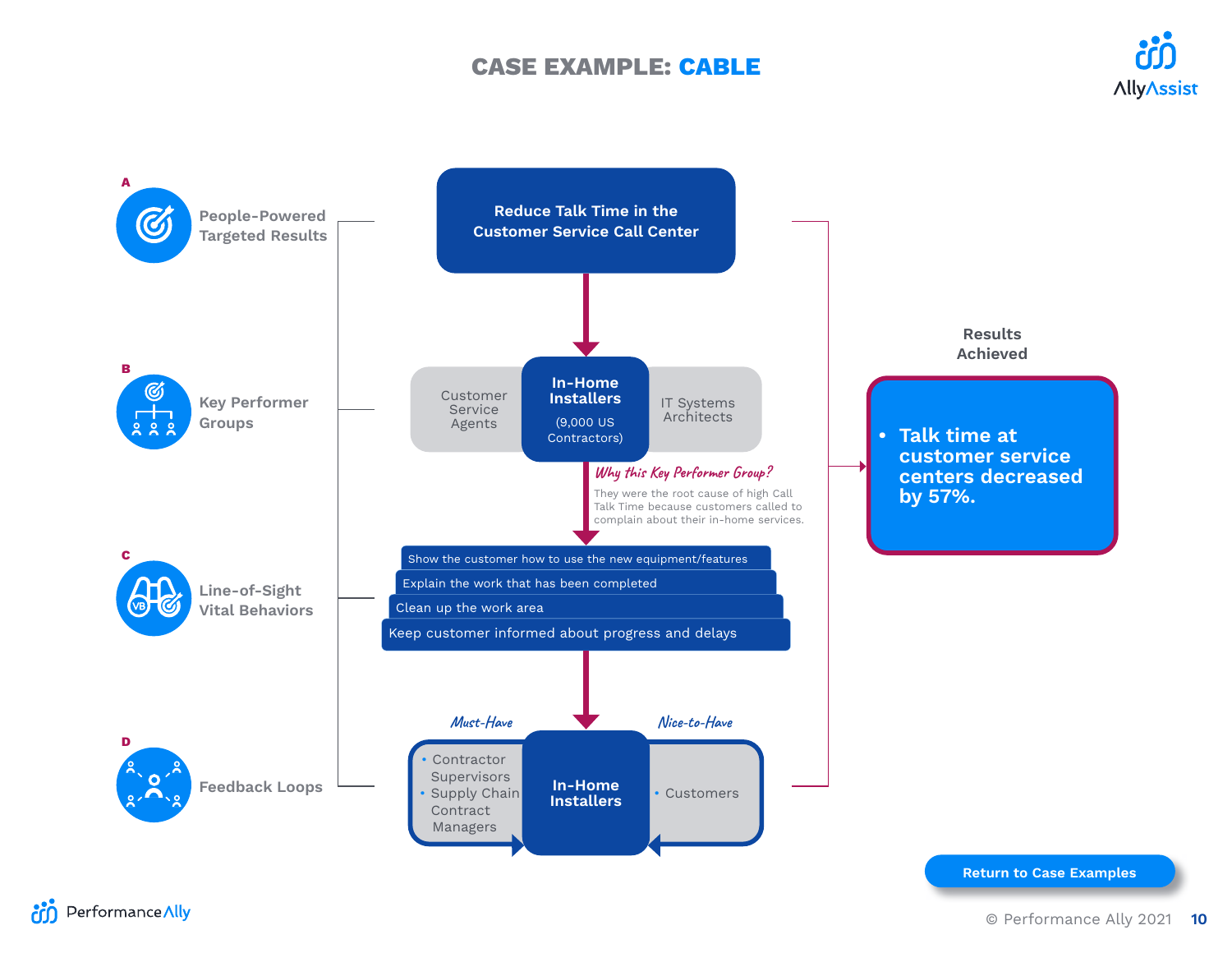# CASE EXAMPLE: CABLE

**A — People-Powered Targeted Results**

Reduce Talk Time in the Customer Service Call Center

**B — Key Performer Groups**

- Customer Service Agents
- **In-Home Installers** (9,000 US Contractors)
- IT Systems Architects

*Why this Key Performer Group?*

They were the root cause of high Call Talk Time because customers called to complain about their in-home services.

**C — Line-of-Sight Vital Behaviors**

- Show the customer how to use the new equipment/features
- Explain the work that has been completed
- Clean up the work area
- Keep customer informed about progress and delays

**D — Feedback Loops**

**In-Home Installers**

*Must-Have*

- Contractor Supervisors
- Supply Chain Contract Managers

*Nice-to-Have*

- Customers

**Results Achieved**

- **Talk time at customer service centers decreased by 57%.**

Return to Case Examples

© Performance Ally 2021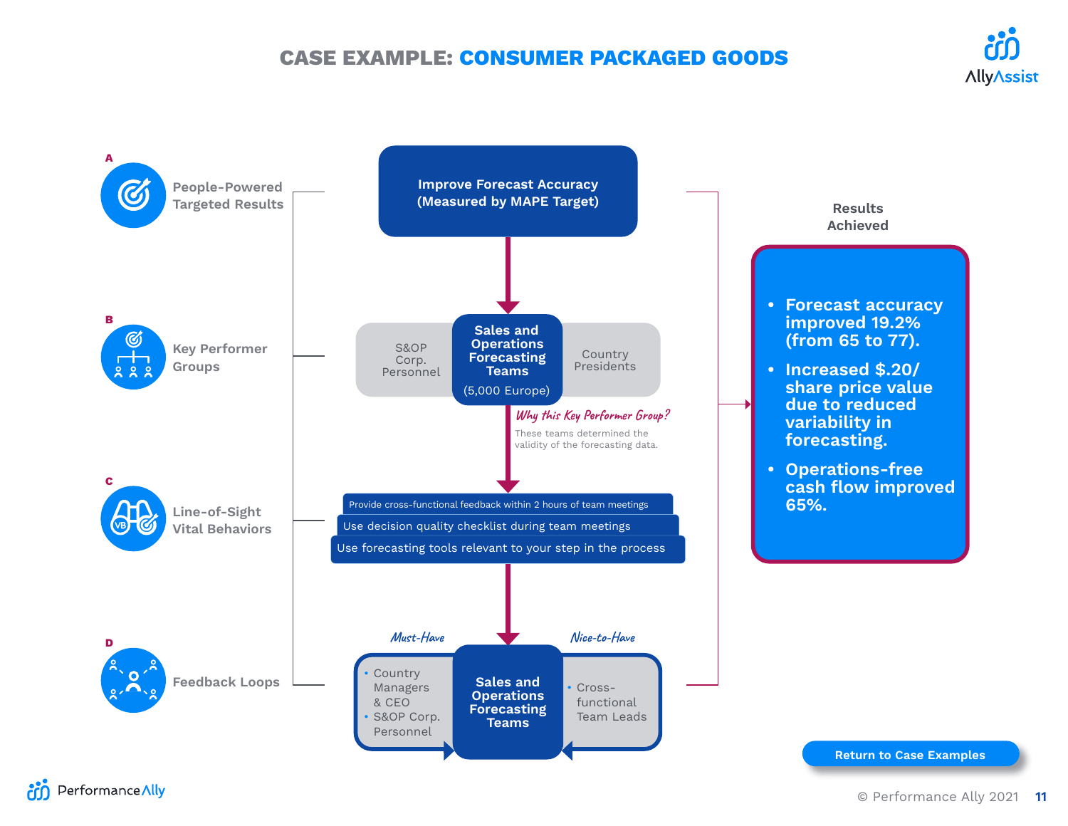# CASE EXAMPLE: CONSUMER PACKAGED GOODS

**A — People-Powered Targeted Results**

**Improve Forecast Accuracy (Measured by MAPE Target)**

**B — Key Performer Groups**

- S&OP Corp. Personnel
- **Sales and Operations Forecasting Teams** (5,000 Europe)
- Country Presidents

*Why this Key Performer Group?*

These teams determined the validity of the forecasting data.

**C — Line-of-Sight Vital Behaviors**

- Provide cross-functional feedback within 2 hours of team meetings
- Use decision quality checklist during team meetings
- Use forecasting tools relevant to your step in the process

**D — Feedback Loops**

*Must-Have*
- Country Managers & CEO
- S&OP Corp. Personnel

**Sales and Operations Forecasting Teams**

*Nice-to-Have*
- Cross-functional Team Leads

**Results Achieved**

- **Forecast accuracy improved 19.2% (from 65 to 77).**
- **Increased $.20/ share price value due to reduced variability in forecasting.**
- **Operations-free cash flow improved 65%.**

Return to Case Examples

© Performance Ally 2021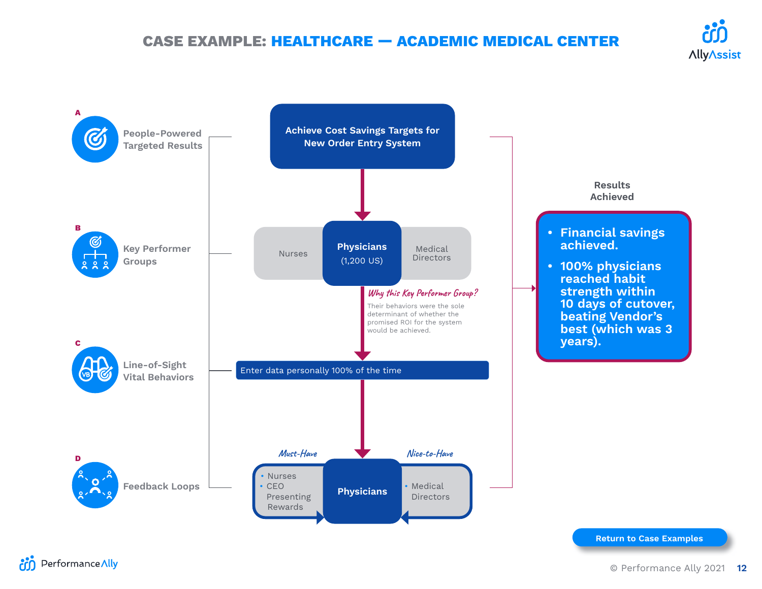# CASE EXAMPLE: HEALTHCARE — ACADEMIC MEDICAL CENTER

**A — People-Powered Targeted Results**

Achieve Cost Savings Targets for New Order Entry System

**B — Key Performer Groups**

Nurses | **Physicians (1,200 US)** | Medical Directors

*Why this Key Performer Group?*

Their behaviors were the sole determinant of whether the promised ROI for the system would be achieved.

**C — Line-of-Sight Vital Behaviors**

Enter data personally 100% of the time

**D — Feedback Loops**

*Must-Have*

- Nurses
- CEO Presenting Rewards

**Physicians**

*Nice-to-Have*

- Medical Directors

**Results Achieved**

- Financial savings achieved.
- 100% physicians reached habit strength within 10 days of cutover, beating Vendor's best (which was 3 years).

Return to Case Examples

© Performance Ally 2021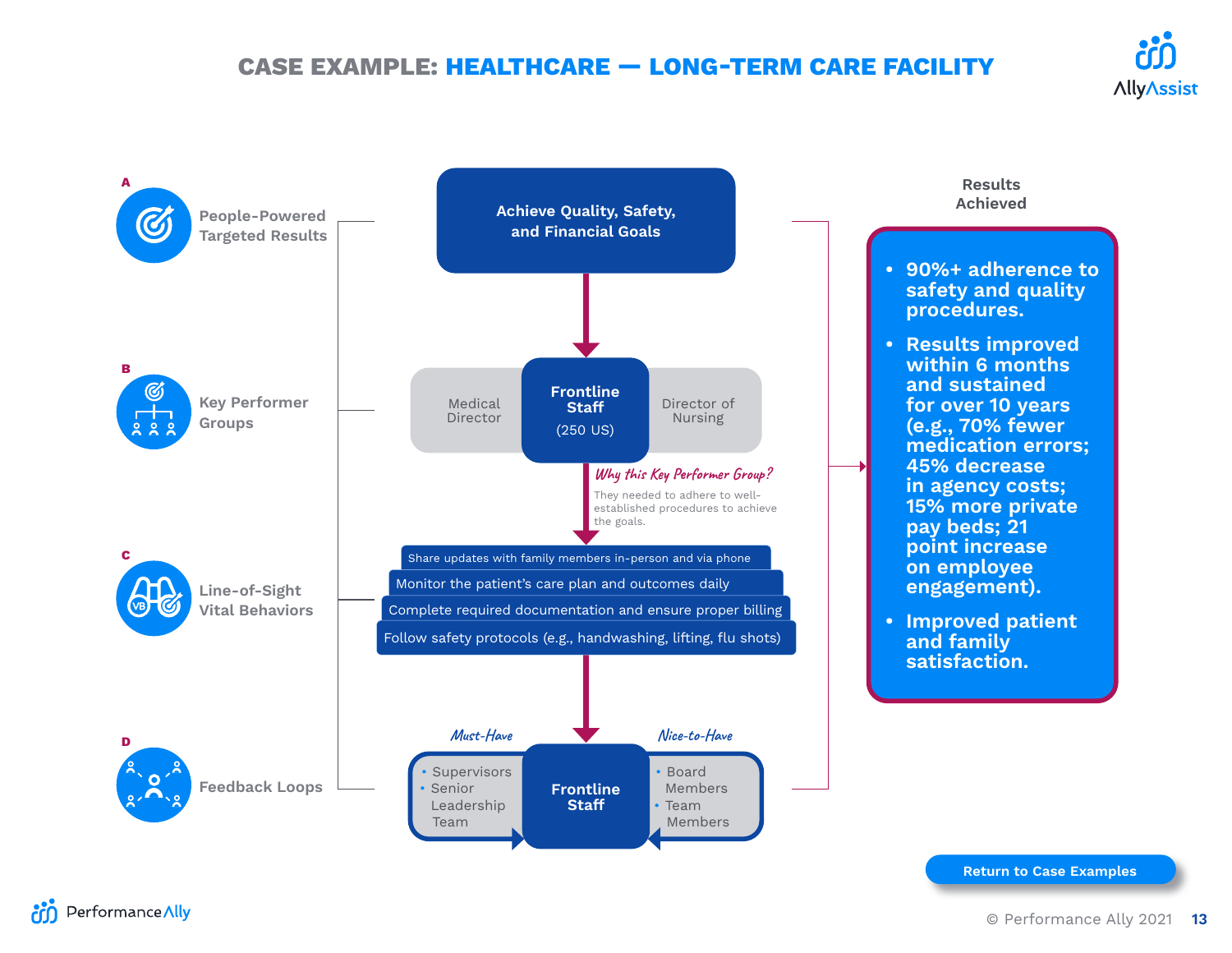# CASE EXAMPLE: HEALTHCARE — LONG-TERM CARE FACILITY

## A — People-Powered Targeted Results

**Achieve Quality, Safety, and Financial Goals**

## B — Key Performer Groups

- Medical Director
- **Frontline Staff** (250 US)
- Director of Nursing

*Why this Key Performer Group?*

They needed to adhere to well-established procedures to achieve the goals.

## C — Line-of-Sight Vital Behaviors

- Share updates with family members in-person and via phone
- Monitor the patient's care plan and outcomes daily
- Complete required documentation and ensure proper billing
- Follow safety protocols (e.g., handwashing, lifting, flu shots)

## D — Feedback Loops

*Must-Have*

- Supervisors
- Senior Leadership Team

**Frontline Staff**

*Nice-to-Have*

- Board Members
- Team Members

## Results Achieved

- 90%+ adherence to safety and quality procedures.
- Results improved within 6 months and sustained for over 10 years (e.g., 70% fewer medication errors; 45% decrease in agency costs; 15% more private pay beds; 21 point increase on employee engagement).
- Improved patient and family satisfaction.

Return to Case Examples

© Performance Ally 2021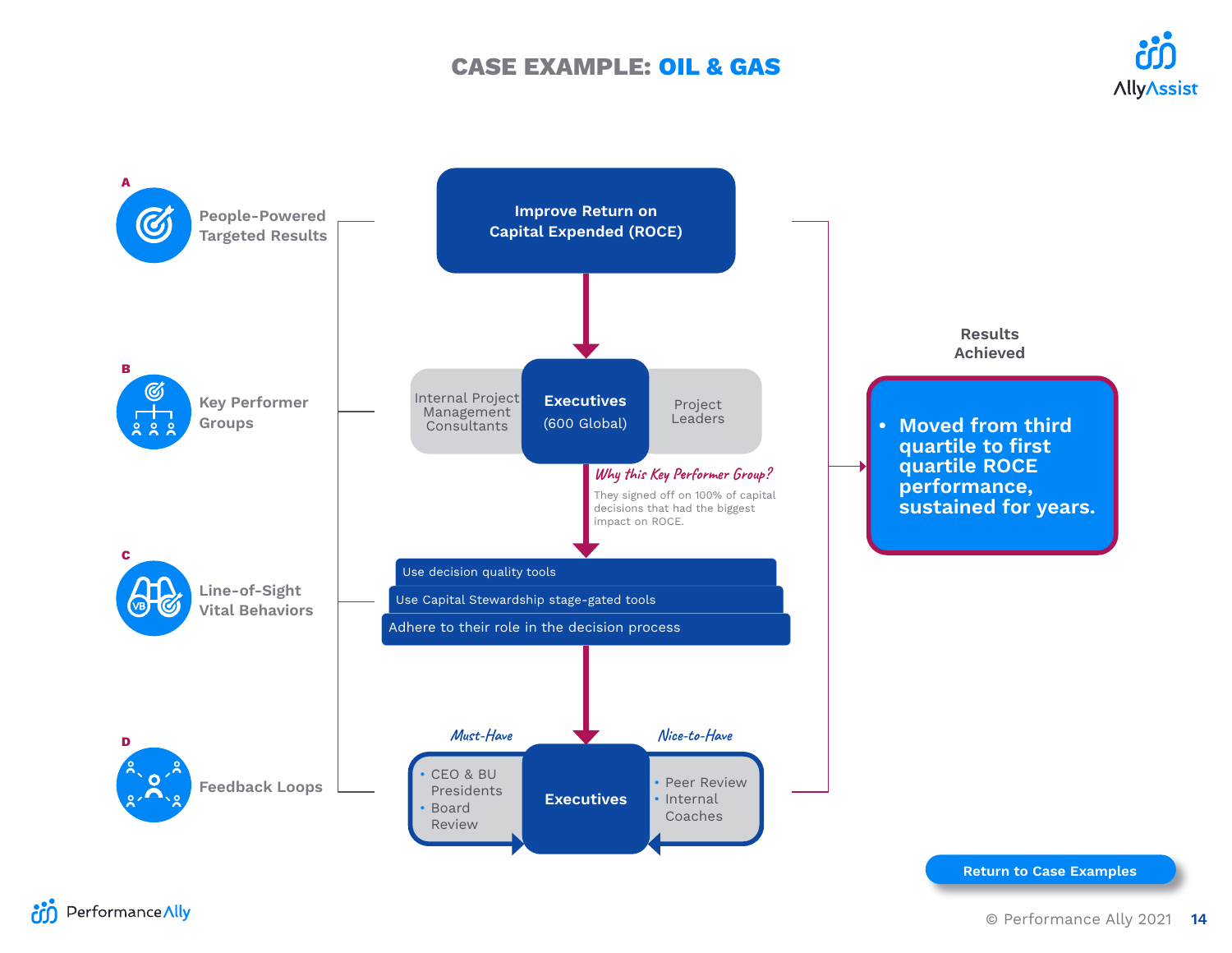# CASE EXAMPLE: OIL & GAS

AllyAssist

**A** People-Powered Targeted Results

**Improve Return on Capital Expended (ROCE)**

**B** Key Performer Groups

Internal Project Management Consultants | **Executives** (600 Global) | Project Leaders

*Why this Key Performer Group?*

They signed off on 100% of capital decisions that had the biggest impact on ROCE.

**C** Line-of-Sight Vital Behaviors

- Use decision quality tools
- Use Capital Stewardship stage-gated tools
- Adhere to their role in the decision process

**D** Feedback Loops

*Must-Have*

- CEO & BU Presidents
- Board Review

**Executives**

*Nice-to-Have*

- Peer Review
- Internal Coaches

**Results Achieved**

- **Moved from third quartile to first quartile ROCE performance, sustained for years.**

Return to Case Examples

Performance Ally

© Performance Ally 2021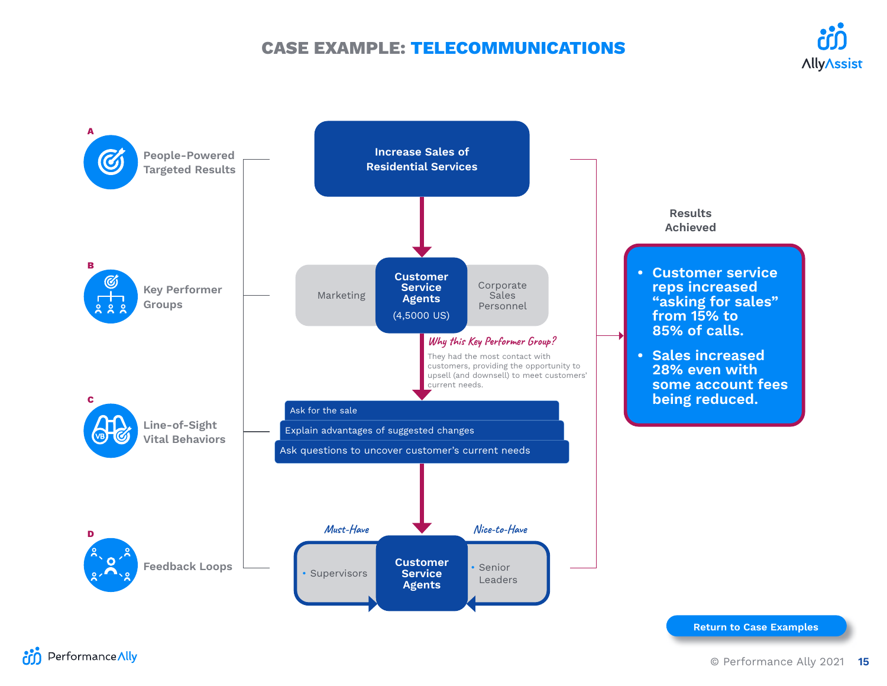# CASE EXAMPLE: TELECOMMUNICATIONS

AllyAssist

**A** People-Powered Targeted Results

**Increase Sales of Residential Services**

**B** Key Performer Groups

Marketing | **Customer Service Agents** (4,5000 US) | Corporate Sales Personnel

*Why this Key Performer Group?*

They had the most contact with customers, providing the opportunity to upsell (and downsell) to meet customers' current needs.

**C** Line-of-Sight Vital Behaviors

- Ask for the sale
- Explain advantages of suggested changes
- Ask questions to uncover customer's current needs

**D** Feedback Loops

*Must-Have*
- Supervisors

**Customer Service Agents**

*Nice-to-Have*
- Senior Leaders

**Results Achieved**

- **Customer service reps increased "asking for sales" from 15% to 85% of calls.**
- **Sales increased 28% even with some account fees being reduced.**

Return to Case Examples

PerformanceAlly

© Performance Ally 2021